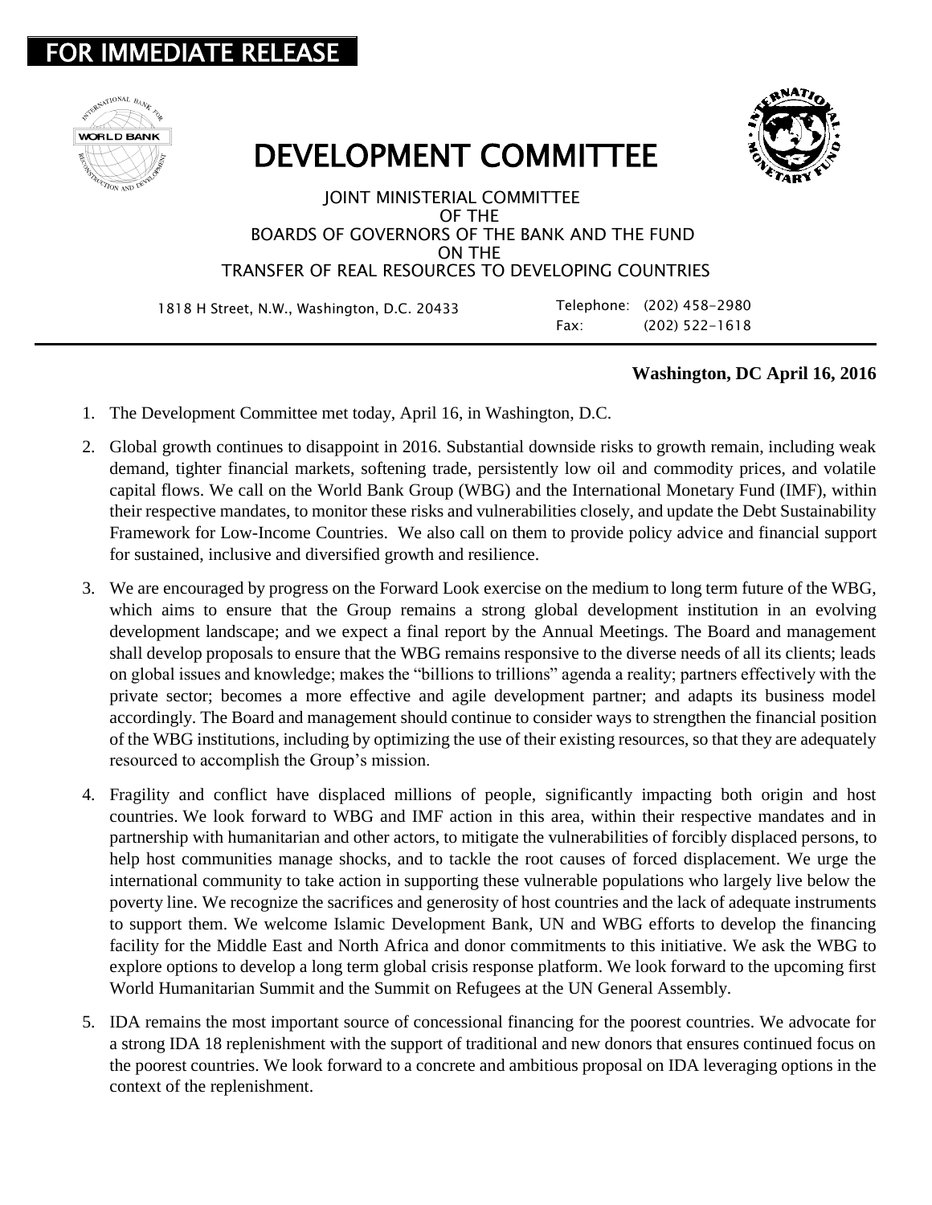**FOR IMMEDIATE RELEASE**

# DEVELOPMENT COMMITTEE

JOINT MINISTERIAL COMMITTEE
OF THE
BOARDS OF GOVERNORS OF THE BANK AND THE FUND
ON THE
TRANSFER OF REAL RESOURCES TO DEVELOPING COUNTRIES

1818 H Street, N.W., Washington, D.C. 20433

Telephone: (202) 458-2980
Fax: (202) 522-1618

**Washington, DC April 16, 2016**

1. The Development Committee met today, April 16, in Washington, D.C.

2. Global growth continues to disappoint in 2016. Substantial downside risks to growth remain, including weak demand, tighter financial markets, softening trade, persistently low oil and commodity prices, and volatile capital flows. We call on the World Bank Group (WBG) and the International Monetary Fund (IMF), within their respective mandates, to monitor these risks and vulnerabilities closely, and update the Debt Sustainability Framework for Low-Income Countries. We also call on them to provide policy advice and financial support for sustained, inclusive and diversified growth and resilience.

3. We are encouraged by progress on the Forward Look exercise on the medium to long term future of the WBG, which aims to ensure that the Group remains a strong global development institution in an evolving development landscape; and we expect a final report by the Annual Meetings. The Board and management shall develop proposals to ensure that the WBG remains responsive to the diverse needs of all its clients; leads on global issues and knowledge; makes the "billions to trillions" agenda a reality; partners effectively with the private sector; becomes a more effective and agile development partner; and adapts its business model accordingly. The Board and management should continue to consider ways to strengthen the financial position of the WBG institutions, including by optimizing the use of their existing resources, so that they are adequately resourced to accomplish the Group's mission.

4. Fragility and conflict have displaced millions of people, significantly impacting both origin and host countries. We look forward to WBG and IMF action in this area, within their respective mandates and in partnership with humanitarian and other actors, to mitigate the vulnerabilities of forcibly displaced persons, to help host communities manage shocks, and to tackle the root causes of forced displacement. We urge the international community to take action in supporting these vulnerable populations who largely live below the poverty line. We recognize the sacrifices and generosity of host countries and the lack of adequate instruments to support them. We welcome Islamic Development Bank, UN and WBG efforts to develop the financing facility for the Middle East and North Africa and donor commitments to this initiative. We ask the WBG to explore options to develop a long term global crisis response platform. We look forward to the upcoming first World Humanitarian Summit and the Summit on Refugees at the UN General Assembly.

5. IDA remains the most important source of concessional financing for the poorest countries. We advocate for a strong IDA 18 replenishment with the support of traditional and new donors that ensures continued focus on the poorest countries. We look forward to a concrete and ambitious proposal on IDA leveraging options in the context of the replenishment.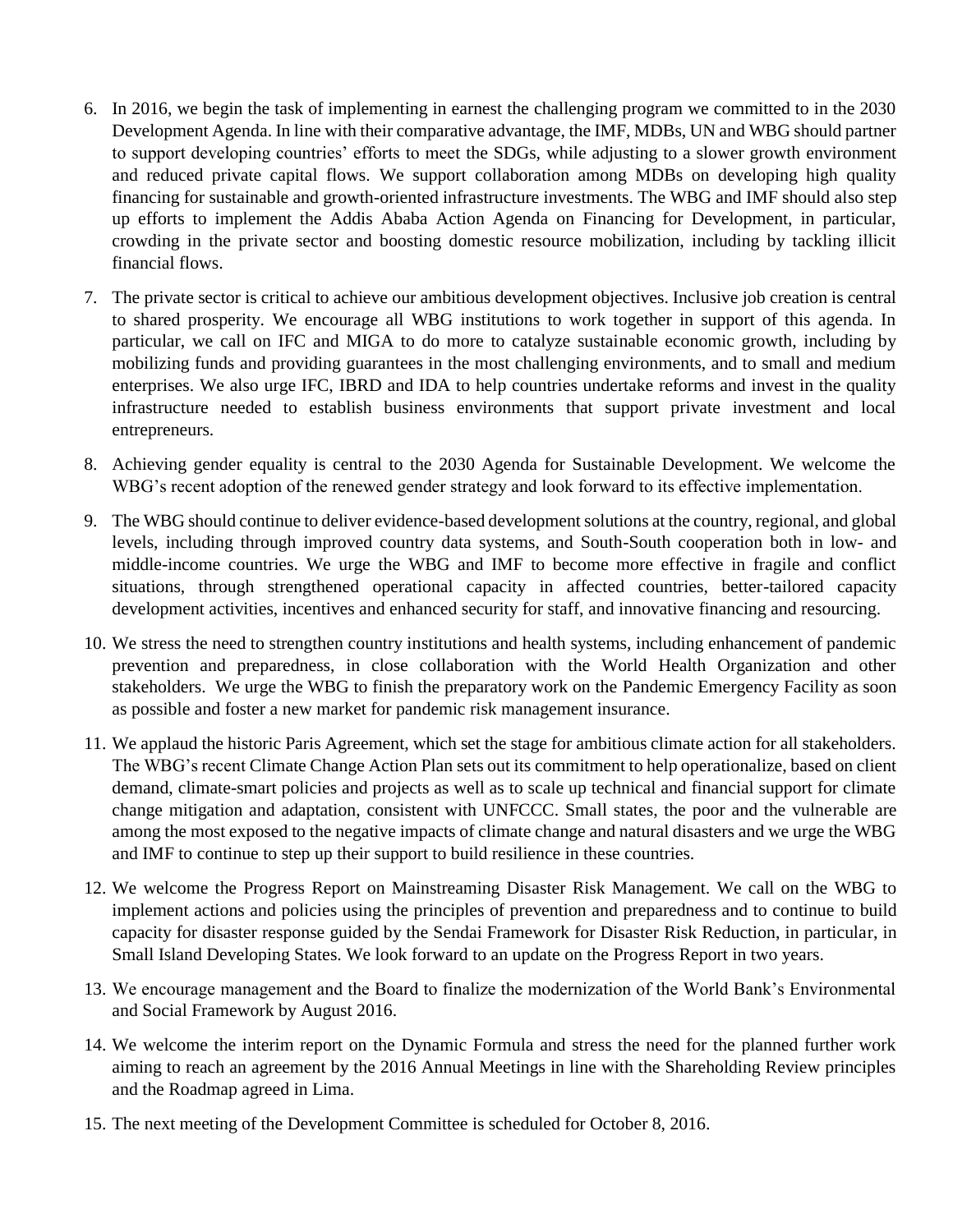6. In 2016, we begin the task of implementing in earnest the challenging program we committed to in the 2030 Development Agenda. In line with their comparative advantage, the IMF, MDBs, UN and WBG should partner to support developing countries' efforts to meet the SDGs, while adjusting to a slower growth environment and reduced private capital flows. We support collaboration among MDBs on developing high quality financing for sustainable and growth-oriented infrastructure investments. The WBG and IMF should also step up efforts to implement the Addis Ababa Action Agenda on Financing for Development, in particular, crowding in the private sector and boosting domestic resource mobilization, including by tackling illicit financial flows.

7. The private sector is critical to achieve our ambitious development objectives. Inclusive job creation is central to shared prosperity. We encourage all WBG institutions to work together in support of this agenda. In particular, we call on IFC and MIGA to do more to catalyze sustainable economic growth, including by mobilizing funds and providing guarantees in the most challenging environments, and to small and medium enterprises. We also urge IFC, IBRD and IDA to help countries undertake reforms and invest in the quality infrastructure needed to establish business environments that support private investment and local entrepreneurs.

8. Achieving gender equality is central to the 2030 Agenda for Sustainable Development. We welcome the WBG's recent adoption of the renewed gender strategy and look forward to its effective implementation.

9. The WBG should continue to deliver evidence-based development solutions at the country, regional, and global levels, including through improved country data systems, and South-South cooperation both in low- and middle-income countries. We urge the WBG and IMF to become more effective in fragile and conflict situations, through strengthened operational capacity in affected countries, better-tailored capacity development activities, incentives and enhanced security for staff, and innovative financing and resourcing.

10. We stress the need to strengthen country institutions and health systems, including enhancement of pandemic prevention and preparedness, in close collaboration with the World Health Organization and other stakeholders. We urge the WBG to finish the preparatory work on the Pandemic Emergency Facility as soon as possible and foster a new market for pandemic risk management insurance.

11. We applaud the historic Paris Agreement, which set the stage for ambitious climate action for all stakeholders. The WBG's recent Climate Change Action Plan sets out its commitment to help operationalize, based on client demand, climate-smart policies and projects as well as to scale up technical and financial support for climate change mitigation and adaptation, consistent with UNFCCC. Small states, the poor and the vulnerable are among the most exposed to the negative impacts of climate change and natural disasters and we urge the WBG and IMF to continue to step up their support to build resilience in these countries.

12. We welcome the Progress Report on Mainstreaming Disaster Risk Management. We call on the WBG to implement actions and policies using the principles of prevention and preparedness and to continue to build capacity for disaster response guided by the Sendai Framework for Disaster Risk Reduction, in particular, in Small Island Developing States. We look forward to an update on the Progress Report in two years.

13. We encourage management and the Board to finalize the modernization of the World Bank's Environmental and Social Framework by August 2016.

14. We welcome the interim report on the Dynamic Formula and stress the need for the planned further work aiming to reach an agreement by the 2016 Annual Meetings in line with the Shareholding Review principles and the Roadmap agreed in Lima.

15. The next meeting of the Development Committee is scheduled for October 8, 2016.